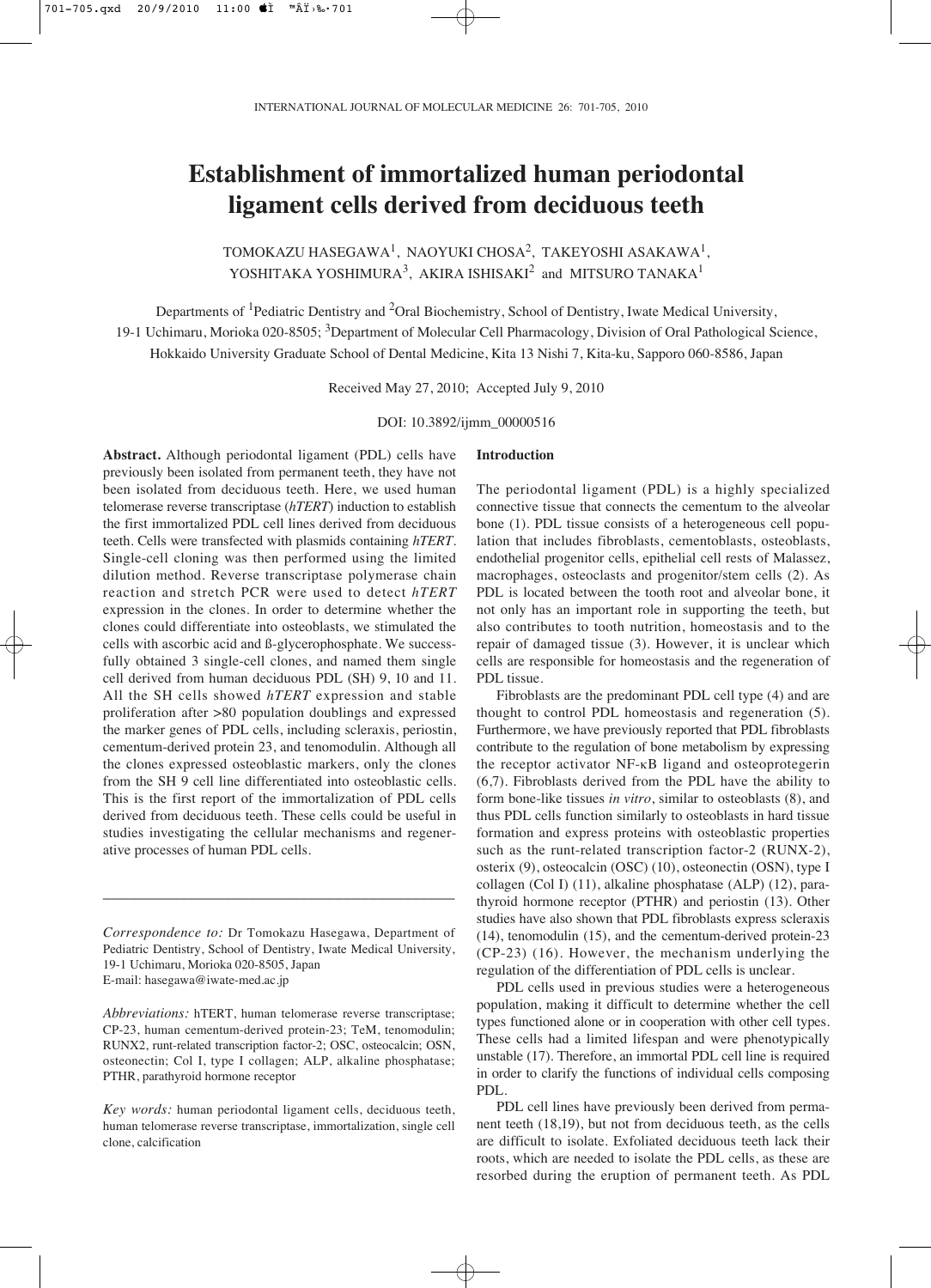# Establishment of immortalized human periodontal ligament cells derived from deciduous teeth

TOMOKAZU HASEGAWA[1], NAOYUKI CHOSA[2], TAKEYOSHI ASAKAWA[1], YOSHITAKA YOSHIMURA[3], AKIRA ISHISAKI[2] and MITSURO TANAKA[1]

Departments of [1]Pediatric Dentistry and [2]Oral Biochemistry, School of Dentistry, Iwate Medical University, 19-1 Uchimaru, Morioka 020-8505; [3]Department of Molecular Cell Pharmacology, Division of Oral Pathological Science, Hokkaido University Graduate School of Dental Medicine, Kita 13 Nishi 7, Kita-ku, Sapporo 060-8586, Japan

Received May 27, 2010; Accepted July 9, 2010

DOI: 10.3892/ijmm_00000516

**Abstract.** Although periodontal ligament (PDL) cells have previously been isolated from permanent teeth, they have not been isolated from deciduous teeth. Here, we used human telomerase reverse transcriptase (*hTERT*) induction to establish the first immortalized PDL cell lines derived from deciduous teeth. Cells were transfected with plasmids containing *hTERT*. Single-cell cloning was then performed using the limited dilution method. Reverse transcriptase polymerase chain reaction and stretch PCR were used to detect *hTERT* expression in the clones. In order to determine whether the clones could differentiate into osteoblasts, we stimulated the cells with ascorbic acid and ß-glycerophosphate. We successfully obtained 3 single-cell clones, and named them single cell derived from human deciduous PDL (SH) 9, 10 and 11. All the SH cells showed *hTERT* expression and stable proliferation after >80 population doublings and expressed the marker genes of PDL cells, including scleraxis, periostin, cementum-derived protein 23, and tenomodulin. Although all the clones expressed osteoblastic markers, only the clones from the SH 9 cell line differentiated into osteoblastic cells. This is the first report of the immortalization of PDL cells derived from deciduous teeth. These cells could be useful in studies investigating the cellular mechanisms and regenerative processes of human PDL cells.

*Correspondence to:* Dr Tomokazu Hasegawa, Department of Pediatric Dentistry, School of Dentistry, Iwate Medical University, 19-1 Uchimaru, Morioka 020-8505, Japan
E-mail: hasegawa@iwate-med.ac.jp

*Abbreviations:* hTERT, human telomerase reverse transcriptase; CP-23, human cementum-derived protein-23; TeM, tenomodulin; RUNX2, runt-related transcription factor-2; OSC, osteocalcin; OSN, osteonectin; Col I, type I collagen; ALP, alkaline phosphatase; PTHR, parathyroid hormone receptor

*Key words:* human periodontal ligament cells, deciduous teeth, human telomerase reverse transcriptase, immortalization, single cell clone, calcification

## Introduction

The periodontal ligament (PDL) is a highly specialized connective tissue that connects the cementum to the alveolar bone (1). PDL tissue consists of a heterogeneous cell population that includes fibroblasts, cementoblasts, osteoblasts, endothelial progenitor cells, epithelial cell rests of Malassez, macrophages, osteoclasts and progenitor/stem cells (2). As PDL is located between the tooth root and alveolar bone, it not only has an important role in supporting the teeth, but also contributes to tooth nutrition, homeostasis and to the repair of damaged tissue (3). However, it is unclear which cells are responsible for homeostasis and the regeneration of PDL tissue.

Fibroblasts are the predominant PDL cell type (4) and are thought to control PDL homeostasis and regeneration (5). Furthermore, we have previously reported that PDL fibroblasts contribute to the regulation of bone metabolism by expressing the receptor activator NF-κB ligand and osteoprotegerin (6,7). Fibroblasts derived from the PDL have the ability to form bone-like tissues *in vitro*, similar to osteoblasts (8), and thus PDL cells function similarly to osteoblasts in hard tissue formation and express proteins with osteoblastic properties such as the runt-related transcription factor-2 (RUNX-2), osterix (9), osteocalcin (OSC) (10), osteonectin (OSN), type I collagen (Col I) (11), alkaline phosphatase (ALP) (12), parathyroid hormone receptor (PTHR) and periostin (13). Other studies have also shown that PDL fibroblasts express scleraxis (14), tenomodulin (15), and the cementum-derived protein-23 (CP-23) (16). However, the mechanism underlying the regulation of the differentiation of PDL cells is unclear.

PDL cells used in previous studies were a heterogeneous population, making it difficult to determine whether the cell types functioned alone or in cooperation with other cell types. These cells had a limited lifespan and were phenotypically unstable (17). Therefore, an immortal PDL cell line is required in order to clarify the functions of individual cells composing PDL.

PDL cell lines have previously been derived from permanent teeth (18,19), but not from deciduous teeth, as the cells are difficult to isolate. Exfoliated deciduous teeth lack their roots, which are needed to isolate the PDL cells, as these are resorbed during the eruption of permanent teeth. As PDL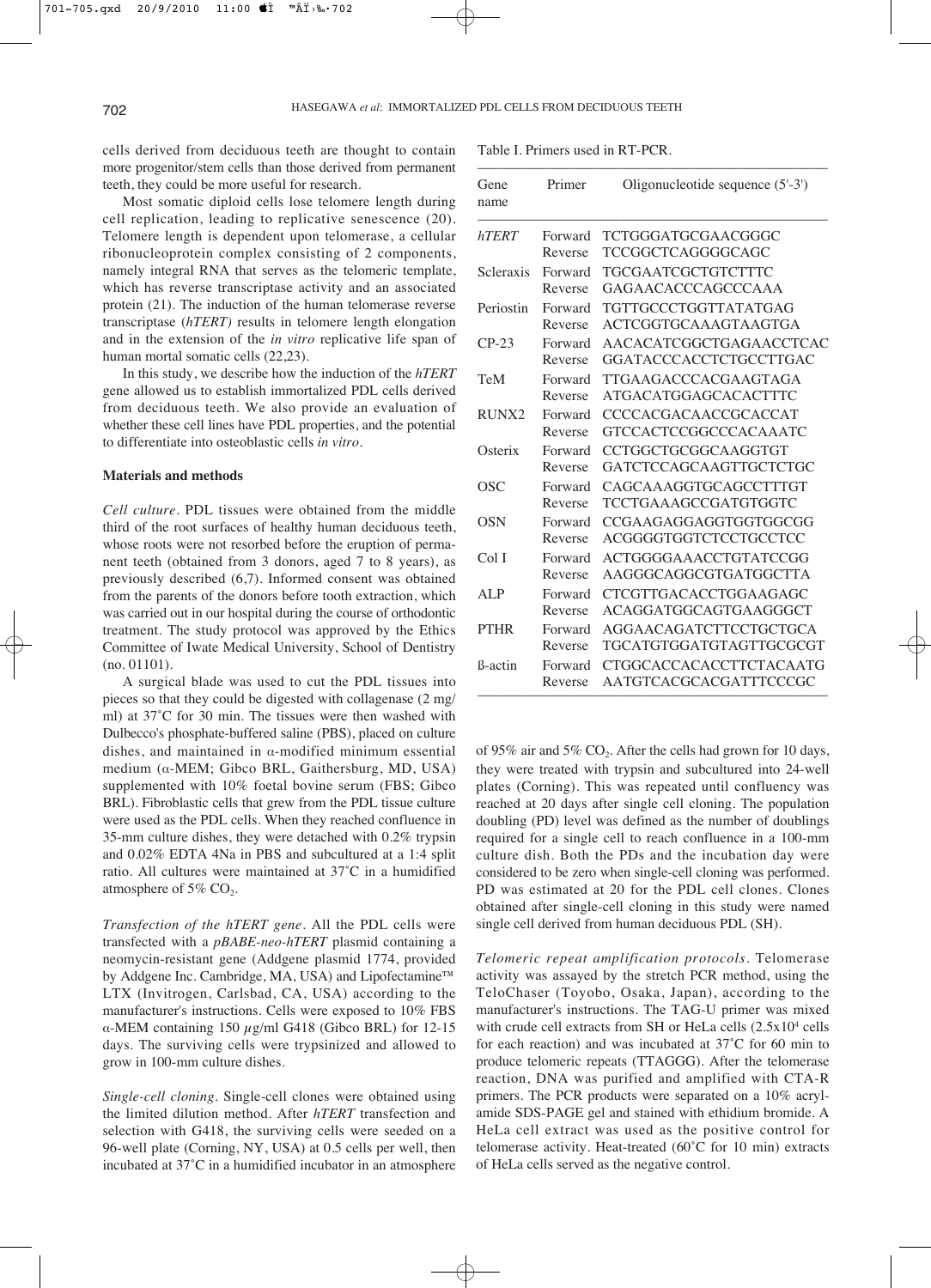cells derived from deciduous teeth are thought to contain more progenitor/stem cells than those derived from permanent teeth, they could be more useful for research.

Most somatic diploid cells lose telomere length during cell replication, leading to replicative senescence (20). Telomere length is dependent upon telomerase, a cellular ribonucleoprotein complex consisting of 2 components, namely integral RNA that serves as the telomeric template, which has reverse transcriptase activity and an associated protein (21). The induction of the human telomerase reverse transcriptase (*hTERT)* results in telomere length elongation and in the extension of the *in vitro* replicative life span of human mortal somatic cells (22,23).

In this study, we describe how the induction of the *hTERT* gene allowed us to establish immortalized PDL cells derived from deciduous teeth. We also provide an evaluation of whether these cell lines have PDL properties, and the potential to differentiate into osteoblastic cells *in vitro*.

## Materials and methods

*Cell culture*. PDL tissues were obtained from the middle third of the root surfaces of healthy human deciduous teeth, whose roots were not resorbed before the eruption of permanent teeth (obtained from 3 donors, aged 7 to 8 years), as previously described (6,7). Informed consent was obtained from the parents of the donors before tooth extraction, which was carried out in our hospital during the course of orthodontic treatment. The study protocol was approved by the Ethics Committee of Iwate Medical University, School of Dentistry (no. 01101).

A surgical blade was used to cut the PDL tissues into pieces so that they could be digested with collagenase (2 mg/ml) at 37˚C for 30 min. The tissues were then washed with Dulbecco's phosphate-buffered saline (PBS), placed on culture dishes, and maintained in α-modified minimum essential medium (α-MEM; Gibco BRL, Gaithersburg, MD, USA) supplemented with 10% foetal bovine serum (FBS; Gibco BRL). Fibroblastic cells that grew from the PDL tissue culture were used as the PDL cells. When they reached confluence in 35-mm culture dishes, they were detached with 0.2% trypsin and 0.02% EDTA 4Na in PBS and subcultured at a 1:4 split ratio. All cultures were maintained at 37˚C in a humidified atmosphere of 5% $CO_2$.

*Transfection of the hTERT gene*. All the PDL cells were transfected with a *pBABE-neo-hTERT* plasmid containing a neomycin-resistant gene (Addgene plasmid 1774, provided by Addgene Inc. Cambridge, MA, USA) and Lipofectamine™ LTX (Invitrogen, Carlsbad, CA, USA) according to the manufacturer's instructions. Cells were exposed to 10% FBS α-MEM containing 150 μg/ml G418 (Gibco BRL) for 12-15 days. The surviving cells were trypsinized and allowed to grow in 100-mm culture dishes.

*Single-cell cloning*. Single-cell clones were obtained using the limited dilution method. After *hTERT* transfection and selection with G418, the surviving cells were seeded on a 96-well plate (Corning, NY, USA) at 0.5 cells per well, then incubated at 37˚C in a humidified incubator in an atmosphere of 95% air and 5% $CO_2$. After the cells had grown for 10 days, they were treated with trypsin and subcultured into 24-well plates (Corning). This was repeated until confluency was reached at 20 days after single cell cloning. The population doubling (PD) level was defined as the number of doublings required for a single cell to reach confluence in a 100-mm culture dish. Both the PDs and the incubation day were considered to be zero when single-cell cloning was performed. PD was estimated at 20 for the PDL cell clones. Clones obtained after single-cell cloning in this study were named single cell derived from human deciduous PDL (SH).

*Telomeric repeat amplification protocols*. Telomerase activity was assayed by the stretch PCR method, using the TeloChaser (Toyobo, Osaka, Japan), according to the manufacturer's instructions. The TAG-U primer was mixed with crude cell extracts from SH or HeLa cells ($2.5x10^4$ cells for each reaction) and was incubated at 37˚C for 60 min to produce telomeric repeats (TTAGGG). After the telomerase reaction, DNA was purified and amplified with CTA-R primers. The PCR products were separated on a 10% acrylamide SDS-PAGE gel and stained with ethidium bromide. A HeLa cell extract was used as the positive control for telomerase activity. Heat-treated (60˚C for 10 min) extracts of HeLa cells served as the negative control.

Table I. Primers used in RT-PCR.

| Gene name | Primer | Oligonucleotide sequence (5'-3') |
|---|---|---|
| *hTERT* | Forward | TCTGGGATGCGAACGGGC |
| | Reverse | TCCGGCTCAGGGGCAGC |
| Scleraxis | Forward | TGCGAATCGCTGTCTTTC |
| | Reverse | GAGAACACCCAGCCCAAA |
| Periostin | Forward | TGTTGCCCTGGTTATATGAG |
| | Reverse | ACTCGGTGCAAAGTAAGTGA |
| CP-23 | Forward | AACACATCGGCTGAGAACCTCAC |
| | Reverse | GGATACCCACCTCTGCCTTGAC |
| TeM | Forward | TTGAAGACCCACGAAGTAGA |
| | Reverse | ATGACATGGAGCACACTTTC |
| RUNX2 | Forward | CCCCACGACAACCGCACCAT |
| | Reverse | GTCCACTCCGGCCCACAAATC |
| Osterix | Forward | CCTGGCTGCGGCAAGGTGT |
| | Reverse | GATCTCCAGCAAGTTGCTCTGC |
| OSC | Forward | CAGCAAAGGTGCAGCCTTTGT |
| | Reverse | TCCTGAAAGCCGATGTGGTC |
| OSN | Forward | CCGAAGAGGAGGTGGTGGCGG |
| | Reverse | ACGGGGTGGTCTCCTGCCTCC |
| Col I | Forward | ACTGGGGAAACCTGTATCCGG |
| | Reverse | AAGGGCAGGCGTGATGGCTTA |
| ALP | Forward | CTCGTTGACACCTGGAAGAGC |
| | Reverse | ACAGGATGGCAGTGAAGGGCT |
| PTHR | Forward | AGGAACAGATCTTCCTGCTGCA |
| | Reverse | TGCATGTGGATGTAGTTGCGCGT |
| ß-actin | Forward | CTGGCACCACACCTTCTACAATG |
| | Reverse | AATGTCACGCACGATTTCCCGC |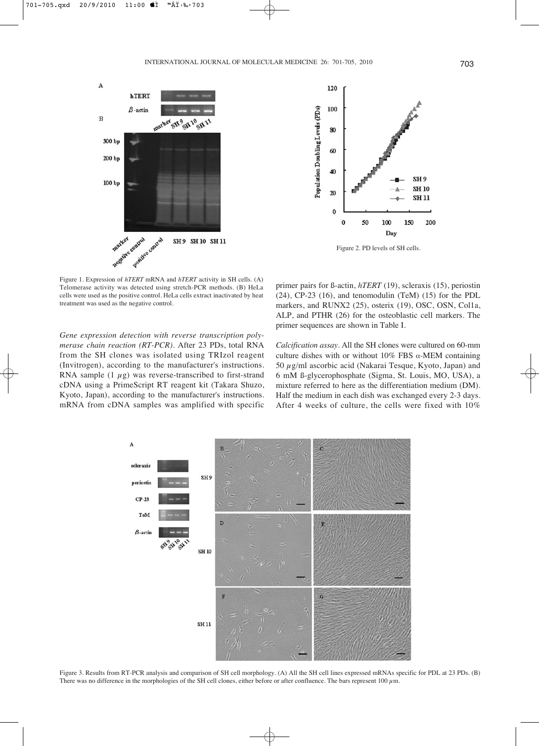Figure 1. Expression of *hTERT* mRNA and *hTERT* activity in SH cells. (A) Telomerase activity was detected using stretch-PCR methods. (B) HeLa cells were used as the positive control. HeLa cells extract inactivated by heat treatment was used as the negative control.

Figure 2. PD levels of SH cells.

*Gene expression detection with reverse transcription polymerase chain reaction (RT-PCR).* After 23 PDs, total RNA from the SH clones was isolated using TRIzol reagent (Invitrogen), according to the manufacturer's instructions. RNA sample (1 $\mu$g) was reverse-transcribed to first-strand cDNA using a PrimeScript RT reagent kit (Takara Shuzo, Kyoto, Japan), according to the manufacturer's instructions. mRNA from cDNA samples was amplified with specific primer pairs for ß-actin, *hTERT* (19), scleraxis (15), periostin (24), CP-23 (16), and tenomodulin (TeM) (15) for the PDL markers, and RUNX2 (25), osterix (19), OSC, OSN, Col1a, ALP, and PTHR (26) for the osteoblastic cell markers. The primer sequences are shown in Table I.

*Calcification assay.* All the SH clones were cultured on 60-mm culture dishes with or without 10% FBS $\alpha$-MEM containing 50 $\mu$g/ml ascorbic acid (Nakarai Tesque, Kyoto, Japan) and 6 mM ß-glycerophosphate (Sigma, St. Louis, MO, USA), a mixture referred to here as the differentiation medium (DM). Half the medium in each dish was exchanged every 2-3 days. After 4 weeks of culture, the cells were fixed with 10%

Figure 3. Results from RT-PCR analysis and comparison of SH cell morphology. (A) All the SH cell lines expressed mRNAs specific for PDL at 23 PDs. (B) There was no difference in the morphologies of the SH cell clones, either before or after confluence. The bars represent 100 $\mu$m.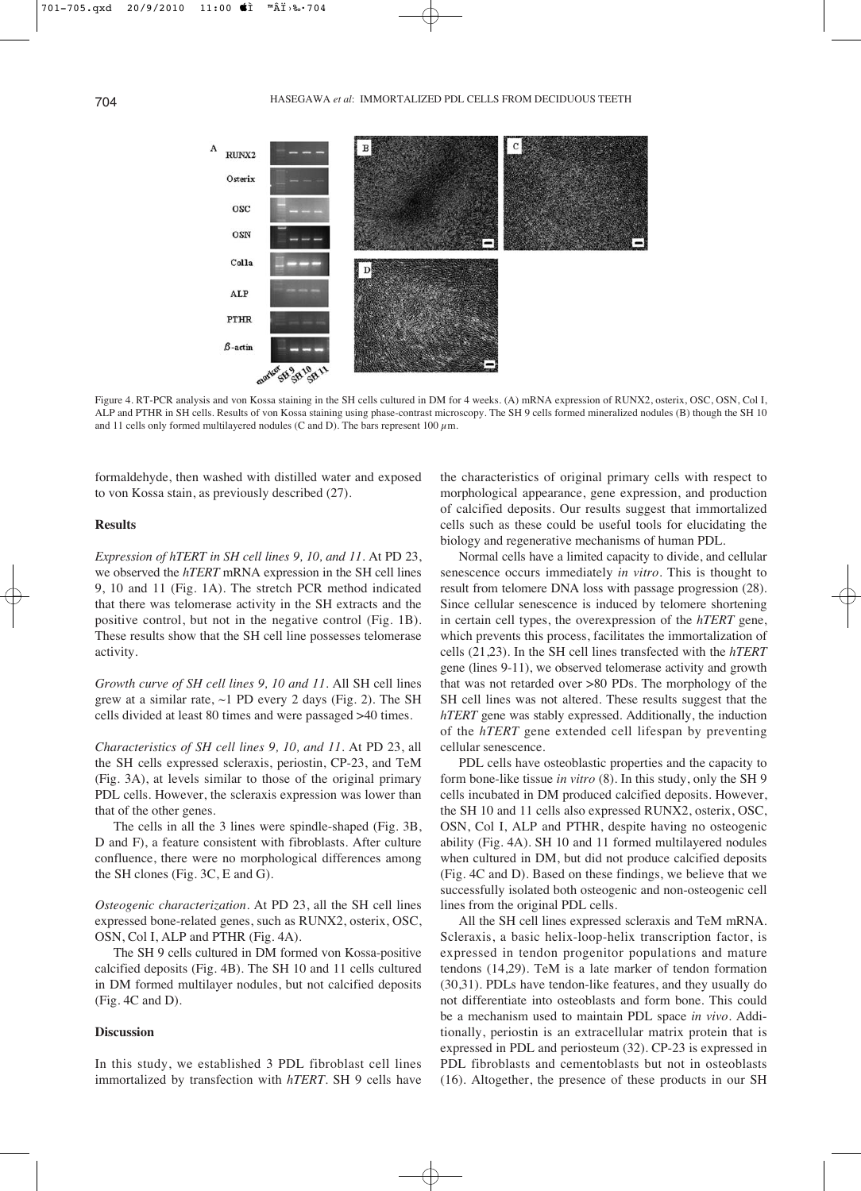Figure 4. RT-PCR analysis and von Kossa staining in the SH cells cultured in DM for 4 weeks. (A) mRNA expression of RUNX2, osterix, OSC, OSN, Col I, ALP and PTHR in SH cells. Results of von Kossa staining using phase-contrast microscopy. The SH 9 cells formed mineralized nodules (B) though the SH 10 and 11 cells only formed multilayered nodules (C and D). The bars represent 100 $\mu$m.

formaldehyde, then washed with distilled water and exposed to von Kossa stain, as previously described (27).

## Results

*Expression of hTERT in SH cell lines 9, 10, and 11.* At PD 23, we observed the *hTERT* mRNA expression in the SH cell lines 9, 10 and 11 (Fig. 1A). The stretch PCR method indicated that there was telomerase activity in the SH extracts and the positive control, but not in the negative control (Fig. 1B). These results show that the SH cell line possesses telomerase activity.

*Growth curve of SH cell lines 9, 10 and 11.* All SH cell lines grew at a similar rate, ~1 PD every 2 days (Fig. 2). The SH cells divided at least 80 times and were passaged >40 times.

*Characteristics of SH cell lines 9, 10, and 11.* At PD 23, all the SH cells expressed scleraxis, periostin, CP-23, and TeM (Fig. 3A), at levels similar to those of the original primary PDL cells. However, the scleraxis expression was lower than that of the other genes.

The cells in all the 3 lines were spindle-shaped (Fig. 3B, D and F), a feature consistent with fibroblasts. After culture confluence, there were no morphological differences among the SH clones (Fig. 3C, E and G).

*Osteogenic characterization.* At PD 23, all the SH cell lines expressed bone-related genes, such as RUNX2, osterix, OSC, OSN, Col I, ALP and PTHR (Fig. 4A).

The SH 9 cells cultured in DM formed von Kossa-positive calcified deposits (Fig. 4B). The SH 10 and 11 cells cultured in DM formed multilayer nodules, but not calcified deposits (Fig. 4C and D).

## Discussion

In this study, we established 3 PDL fibroblast cell lines immortalized by transfection with *hTERT*. SH 9 cells have the characteristics of original primary cells with respect to morphological appearance, gene expression, and production of calcified deposits. Our results suggest that immortalized cells such as these could be useful tools for elucidating the biology and regenerative mechanisms of human PDL.

Normal cells have a limited capacity to divide, and cellular senescence occurs immediately *in vitro*. This is thought to result from telomere DNA loss with passage progression (28). Since cellular senescence is induced by telomere shortening in certain cell types, the overexpression of the *hTERT* gene, which prevents this process, facilitates the immortalization of cells (21,23). In the SH cell lines transfected with the *hTERT* gene (lines 9-11), we observed telomerase activity and growth that was not retarded over >80 PDs. The morphology of the SH cell lines was not altered. These results suggest that the *hTERT* gene was stably expressed. Additionally, the induction of the *hTERT* gene extended cell lifespan by preventing cellular senescence.

PDL cells have osteoblastic properties and the capacity to form bone-like tissue *in vitro* (8). In this study, only the SH 9 cells incubated in DM produced calcified deposits. However, the SH 10 and 11 cells also expressed RUNX2, osterix, OSC, OSN, Col I, ALP and PTHR, despite having no osteogenic ability (Fig. 4A). SH 10 and 11 formed multilayered nodules when cultured in DM, but did not produce calcified deposits (Fig. 4C and D). Based on these findings, we believe that we successfully isolated both osteogenic and non-osteogenic cell lines from the original PDL cells.

All the SH cell lines expressed scleraxis and TeM mRNA. Scleraxis, a basic helix-loop-helix transcription factor, is expressed in tendon progenitor populations and mature tendons (14,29). TeM is a late marker of tendon formation (30,31). PDLs have tendon-like features, and they usually do not differentiate into osteoblasts and form bone. This could be a mechanism used to maintain PDL space *in vivo*. Additionally, periostin is an extracellular matrix protein that is expressed in PDL and periosteum (32). CP-23 is expressed in PDL fibroblasts and cementoblasts but not in osteoblasts (16). Altogether, the presence of these products in our SH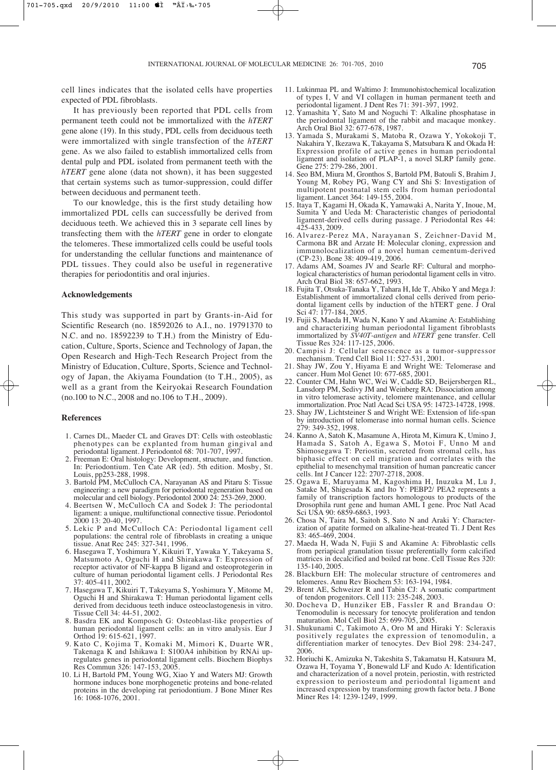cell lines indicates that the isolated cells have properties expected of PDL fibroblasts.

It has previously been reported that PDL cells from permanent teeth could not be immortalized with the *hTERT* gene alone (19). In this study, PDL cells from deciduous teeth were immortalized with single transfection of the *hTERT* gene. As we also failed to establish immortalized cells from dental pulp and PDL isolated from permanent teeth with the *hTERT* gene alone (data not shown), it has been suggested that certain systems such as tumor-suppression, could differ between deciduous and permanent teeth.

To our knowledge, this is the first study detailing how immortalized PDL cells can successfully be derived from deciduous teeth. We achieved this in 3 separate cell lines by transfecting them with the *hTERT* gene in order to elongate the telomeres. These immortalized cells could be useful tools for understanding the cellular functions and maintenance of PDL tissues. They could also be useful in regenerative therapies for periodontitis and oral injuries.

## Acknowledgements

This study was supported in part by Grants-in-Aid for Scientific Research (no. 18592026 to A.I., no. 19791370 to N.C. and no. 18592239 to T.H.) from the Ministry of Education, Culture, Sports, Science and Technology of Japan, the Open Research and High-Tech Research Project from the Ministry of Education, Culture, Sports, Science and Technology of Japan, the Akiyama Foundation (to T.H., 2005), as well as a grant from the Keiryokai Research Foundation (no.100 to N.C., 2008 and no.106 to T.H., 2009).

## References

1. Carnes DL, Maeder CL and Graves DT: Cells with osteoblastic phenotypes can be explanted from human gingival and periodontal ligament. J Periodontol 68: 701-707, 1997.
2. Freeman E: Oral histology: Development, structure, and function. In: Periodontium. Ten Cate AR (ed). 5th edition. Mosby, St. Louis, pp253-288, 1998.
3. Bartold PM, McCulloch CA, Narayanan AS and Pitaru S: Tissue engineering: a new paradigm for periodontal regeneration based on molecular and cell biology. Periodontol 2000 24: 253-269, 2000.
4. Beertsen W, McCulloch CA and Sodek J: The periodontal ligament: a unique, multifunctional connective tissue. Periodontol 2000 13: 20-40, 1997.
5. Lekic P and McCulloch CA: Periodontal ligament cell populations: the central role of fibroblasts in creating a unique tissue. Anat Rec 245: 327-341, 1996.
6. Hasegawa T, Yoshimura Y, Kikuiri T, Yawaka Y, Takeyama S, Matsumoto A, Oguchi H and Shirakawa T: Expression of receptor activator of NF-kappa B ligand and osteoprotegerin in culture of human periodontal ligament cells. J Periodontal Res 37: 405-411, 2002.
7. Hasegawa T, Kikuiri T, Takeyama S, Yoshimura Y, Mitome M, Oguchi H and Shirakawa T: Human periodontal ligament cells derived from deciduous teeth induce osteoclastogenesis in vitro. Tissue Cell 34: 44-51, 2002.
8. Basdra EK and Komposch G: Osteoblast-like properties of human periodontal ligament cells: an in vitro analysis. Eur J Orthod 19: 615-621, 1997.
9. Kato C, Kojima T, Komaki M, Mimori K, Duarte WR, Takenaga K and Ishikawa I: S100A4 inhibition by RNAi up-regulates genes in periodontal ligament cells. Biochem Biophys Res Commun 326: 147-153, 2005.
10. Li H, Bartold PM, Young WG, Xiao Y and Waters MJ: Growth hormone induces bone morphogenetic proteins and bone-related proteins in the developing rat periodontium. J Bone Miner Res 16: 1068-1076, 2001.
11. Lukinmaa PL and Waltimo J: Immunohistochemical localization of types I, V and VI collagen in human permanent teeth and periodontal ligament. J Dent Res 71: 391-397, 1992.
12. Yamashita Y, Sato M and Noguchi T: Alkaline phosphatase in the periodontal ligament of the rabbit and macaque monkey. Arch Oral Biol 32: 677-678, 1987.
13. Yamada S, Murakami S, Matoba R, Ozawa Y, Yokokoji T, Nakahira Y, Ikezawa K, Takayama S, Matsubara K and Okada H: Expression profile of active genes in human periodontal ligament and isolation of PLAP-1, a novel SLRP family gene. Gene 275: 279-286, 2001.
14. Seo BM, Miura M, Gronthos S, Bartold PM, Batouli S, Brahim J, Young M, Robey PG, Wang CY and Shi S: Investigation of multipotent postnatal stem cells from human periodontal ligament. Lancet 364: 149-155, 2004.
15. Itaya T, Kagami H, Okada K, Yamawaki A, Narita Y, Inoue, M, Sumita Y and Ueda M: Characteristic changes of periodontal ligament-derived cells during passage. J Periodontal Res 44: 425-433, 2009.
16. Alvarez-Perez MA, Narayanan S, Zeichner-David M, Carmona BR and Arzate H: Molecular cloning, expression and immunolocalization of a novel human cementum-derived (CP-23). Bone 38: 409-419, 2006.
17. Adams AM, Soames JV and Searle RF: Cultural and morphological characteristics of human periodontal ligament cells in vitro. Arch Oral Biol 38: 657-662, 1993.
18. Fujita T, Otsuka-Tanaka Y, Tahara H, Ide T, Abiko Y and Mega J: Establishment of immortalized clonal cells derived from periodontal ligament cells by induction of the hTERT gene. J Oral Sci 47: 177-184, 2005.
19. Fujii S, Maeda H, Wada N, Kano Y and Akamine A: Establishing and characterizing human periodontal ligament fibroblasts immortalized by *SV40T-antigen* and *hTERT* gene transfer. Cell Tissue Res 324: 117-125, 2006.
20. Campisi J: Cellular senescence as a tumor-suppressor mechanism. Trend Cell Biol 11: 527-531, 2001.
21. Shay JW, Zou Y, Hiyama E and Wright WE: Telomerase and cancer. Hum Mol Genet 10: 677-685, 2001.
22. Counter CM, Hahn WC, Wei W, Caddle SD, Beijersbergen RL, Lansdorp PM, Sedivy JM and Weinberg RA: Dissociation among in vitro telomerase activity, telomere maintenance, and cellular immortalization. Proc Natl Acad Sci USA 95: 14723-14728, 1998.
23. Shay JW, Lichtsteiner S and Wright WE: Extension of life-span by introduction of telomerase into normal human cells. Science 279: 349-352, 1998.
24. Kanno A, Satoh K, Masamune A, Hirota M, Kimura K, Umino J, Hamada S, Satoh A, Egawa S, Motoi F, Unno M and Shimosegawa T: Periostin, secreted from stromal cells, has biphasic effect on cell migration and correlates with the epithelial to mesenchymal transition of human pancreatic cancer cells. Int J Cancer 122: 2707-2718, 2008.
25. Ogawa E, Maruyama M, Kagoshima H, Inuzuka M, Lu J, Satake M, Shigesada K and Ito Y: PEBP2/ PEA2 represents a family of transcription factors homologous to products of the Drosophila runt gene and human AML I gene. Proc Natl Acad Sci USA 90: 6859-6863, 1993.
26. Chosa N, Taira M, Saitoh S, Sato N and Araki Y: Characterization of apatite formed on alkaline-heat-treated Ti. J Dent Res 83: 465-469, 2004.
27. Maeda H, Wada N, Fujii S and Akamine A: Fibroblastic cells from periapical granulation tissue preferentially form calcified matrices in decalcified and boiled rat bone. Cell Tissue Res 320: 135-140, 2005.
28. Blackburn EH: The molecular structure of centromeres and telomeres. Annu Rev Biochem 53: 163-194, 1984.
29. Brent AE, Schweizer R and Tabin CJ: A somatic compartment of tendon progenitors. Cell 113: 235-248, 2003.
30. Docheva D, Hunziker EB, Fassler R and Brandau O: Tenomodulin is necessary for tenocyte proliferation and tendon maturation. Mol Cell Biol 25: 699-705, 2005.
31. Shukunami C, Takimoto A, Oro M and Hiraki Y: Scleraxis positively regulates the expression of tenomodulin, a differentiation marker of tenocytes. Dev Biol 298: 234-247, 2006.
32. Horiuchi K, Amizuka N, Takeshita S, Takamatsu H, Katsuura M, Ozawa H, Toyama Y, Bonewald LF and Kudo A: Identification and characterization of a novel protein, periostin, with restricted expression to periosteum and periodontal ligament and increased expression by transforming growth factor beta. J Bone Miner Res 14: 1239-1249, 1999.